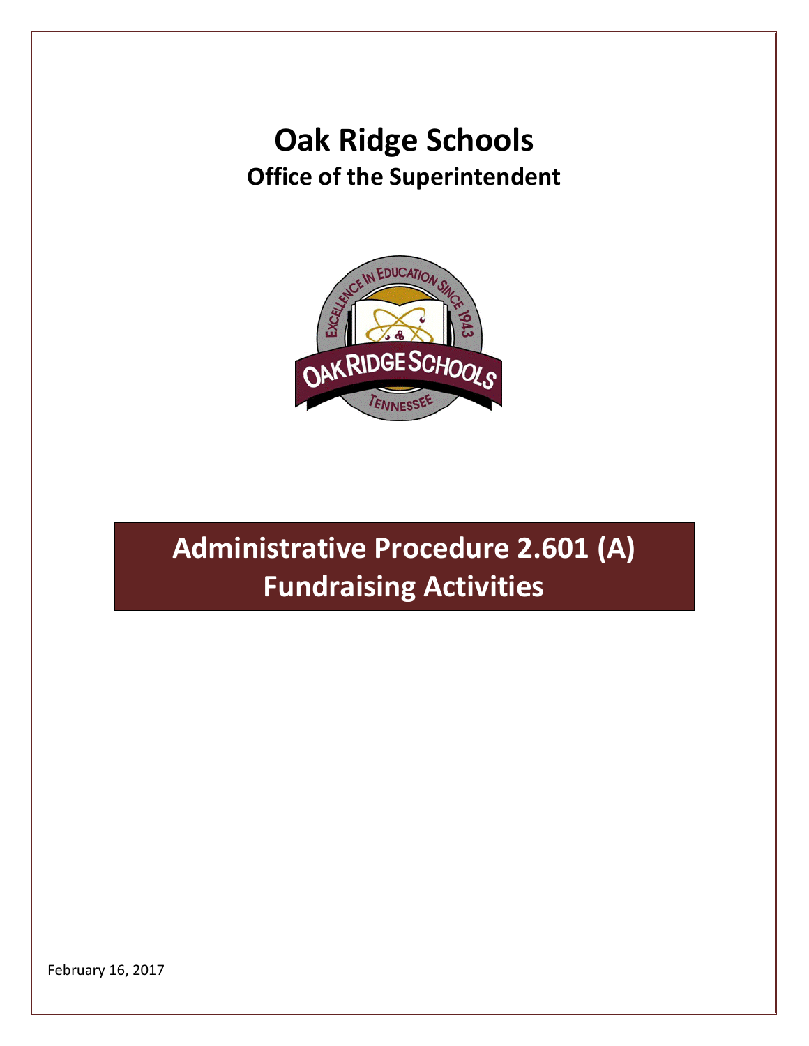# Oak Ridge Schools

## Office of the Superintendent

# Administrative Procedure 2.601 (A)
# Fundraising Activities

February 16, 2017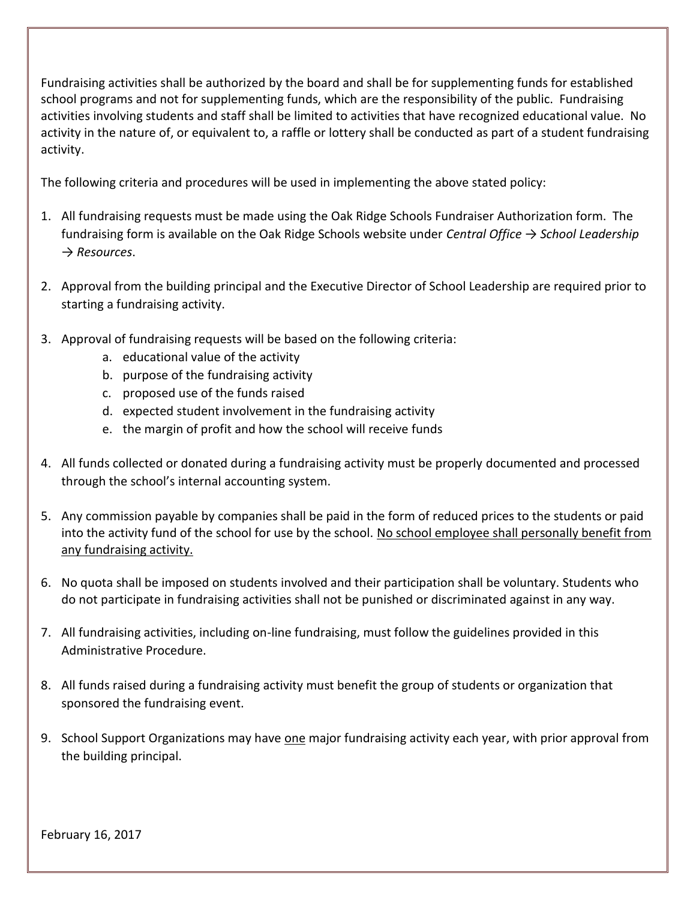Fundraising activities shall be authorized by the board and shall be for supplementing funds for established school programs and not for supplementing funds, which are the responsibility of the public. Fundraising activities involving students and staff shall be limited to activities that have recognized educational value. No activity in the nature of, or equivalent to, a raffle or lottery shall be conducted as part of a student fundraising activity.

The following criteria and procedures will be used in implementing the above stated policy:

1. All fundraising requests must be made using the Oak Ridge Schools Fundraiser Authorization form. The fundraising form is available on the Oak Ridge Schools website under *Central Office → School Leadership → Resources*.

2. Approval from the building principal and the Executive Director of School Leadership are required prior to starting a fundraising activity.

3. Approval of fundraising requests will be based on the following criteria:
    a. educational value of the activity
    b. purpose of the fundraising activity
    c. proposed use of the funds raised
    d. expected student involvement in the fundraising activity
    e. the margin of profit and how the school will receive funds

4. All funds collected or donated during a fundraising activity must be properly documented and processed through the school's internal accounting system.

5. Any commission payable by companies shall be paid in the form of reduced prices to the students or paid into the activity fund of the school for use by the school. <u>No school employee shall personally benefit from any fundraising activity.</u>

6. No quota shall be imposed on students involved and their participation shall be voluntary. Students who do not participate in fundraising activities shall not be punished or discriminated against in any way.

7. All fundraising activities, including on-line fundraising, must follow the guidelines provided in this Administrative Procedure.

8. All funds raised during a fundraising activity must benefit the group of students or organization that sponsored the fundraising event.

9. School Support Organizations may have <u>one</u> major fundraising activity each year, with prior approval from the building principal.

February 16, 2017